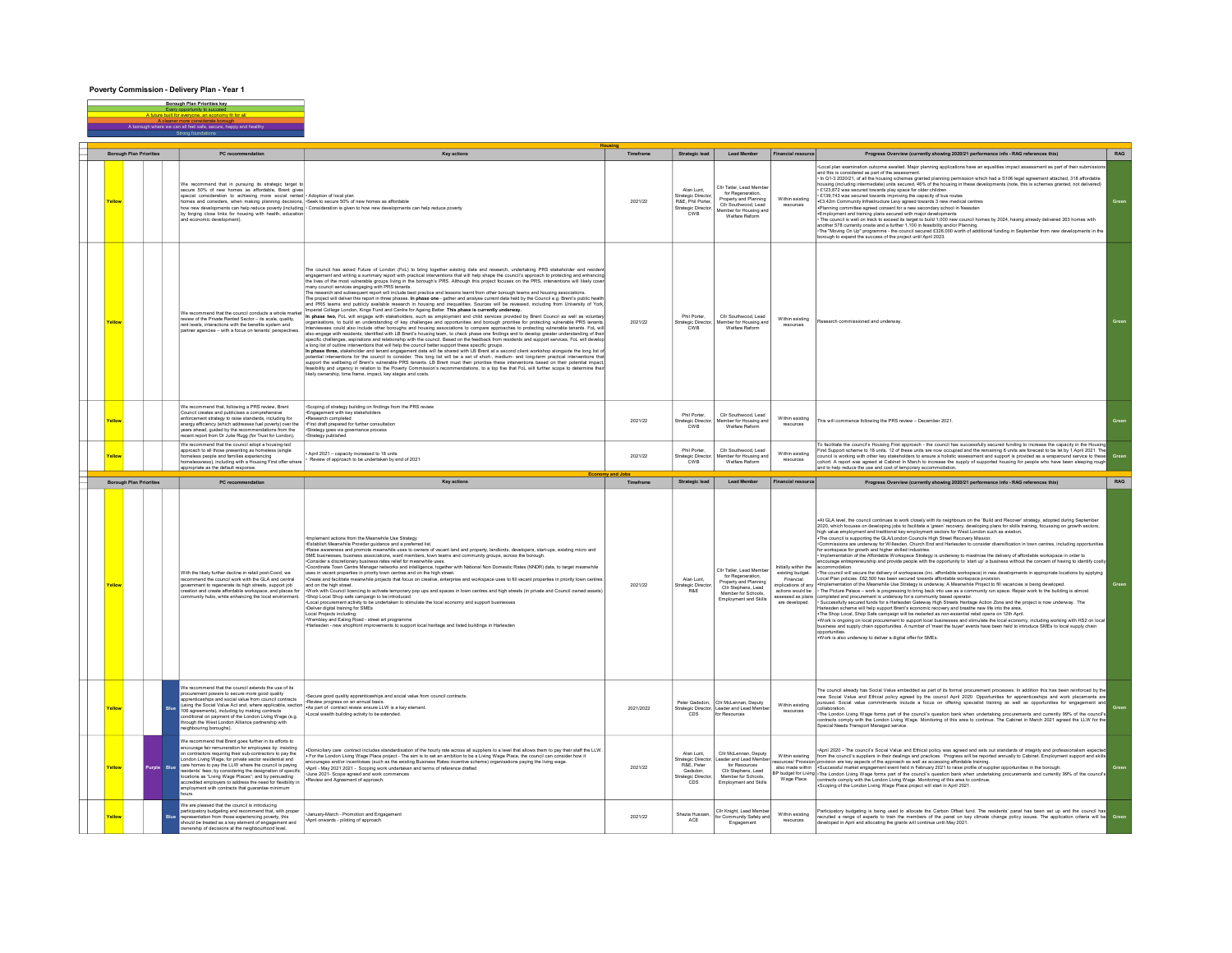# Poverty Commission - Delivery Plan - Year 1

| Borough Plan Priorities key |
|---|
| Every opportunity to succeed |
| A future built for everyone, an economy fit for all |
| A cleaner more considerate borough |
| A borough where we can all feel safe, secure, happy and healthy |
| Strong foundations |

## Housing

| Borough Plan Priorities | | | | | PC recommendation | Key actions | Timeframe | Strategic lead | Lead Member | Financial resource | Progress Overview (currently showing 2020/21 performance info - RAG references this) | RAG |
|---|---|---|---|---|---|---|---|---|---|---|---|---|
| Yellow | | | | | We recommend that in pursuing its strategic target to secure 50% of new homes as affordable, Brent gives special consideration to achieving more social rented homes and considers, when making planning decisions, how new developments can help reduce poverty (including by forging close links for housing with health, education and economic development). | • Adoption of local plan<br>• Seek to secure 50% of new homes as affordable<br>• Consideration is given to how new developments can help reduce poverty | 2021/22 | Alan Lunt, Strategic Director, R&E; Phil Porter, Strategic Director, CWB | Cllr Tatler, Lead Member for Regeneration, Property and Planning<br>Cllr Southwood, Lead Member for Housing and Welfare Reform | Within existing resources | •Local plan examination outcome awaited. Major planning applications have an equalities impact assessment as part of their submissions and this is considered as part of the assessment.<br>• In Q1-3 2020/21, of all the housing schemes granted planning permission which had a S106 legal agreement attached, 318 affordable housing (including intermediate) units secured, 46% of the housing in these developments (note, this is schemes granted, not delivered)<br>• £123,872 was secured towards play space for older children<br>• £139,743 was secured towards improving the capacity of bus routes<br>•£3.42m Community Infrastructure Levy agreed towards 3 new medical centres<br>•Planning committee agreed consent for a new secondary school in Neasden<br>•Employment and training plans secured with major developments<br>• The council is well on track to exceed its target to build 1,000 new council homes by 2024, having already delivered 263 homes with another 578 currently onsite and a further 1,100 in feasibility and/or Planning.<br>•The "Moving On Up" programme - the council secured £326,000 worth of additional funding in September from new developments in the borough to expand the success of the project until April 2023. | Green |
| Yellow | | | | | We recommend that the council conducts a whole market review of the Private Rented Sector – its scale, quality, rent levels, interactions with the benefits system and partner agencies – with a focus on tenants' perspectives. | The council has asked Future of London (FoL) to bring together existing data and research, undertaking PRS stakeholder and resident engagement and writing a summary report with practical interventions that will help shape the council's approach to protecting and enhancing the lives of the most vulnerable groups living in the borough's PRS. Although this project focuses on the PRS, interventions will likely cover many council services engaging with PRS tenants.<br>The research and subsequent report will include best practice and lessons learnt from other borough teams and housing associations.<br>The project will deliver this report in three phases. **In phase one** - gather and analyse current data held by the Council e.g. Brent's public health and PRS teams and publicly available research in housing and inequalities. Sources will be reviewed, including from University of York, Imperial College London, Kings Fund and Centre for Ageing Better. **This phase is currently underway.**<br>**In phase two**, FoL will engage with stakeholders, such as employment and child services provided by Brent Council as well as voluntary organisations, to build an understanding of key challenges and opportunities and borough priorities for protecting vulnerable PRS tenants. Interviewees could also include other boroughs and housing associations to compare approaches to protecting vulnerable tenants. FoL will also engage with residents, identified with LB Brent's housing team, to check phase one findings and to develop greater understanding of their specific challenges, aspirations and relationship with the council. Based on the feedback from residents and support services, FoL will develop a long list of outline interventions that will help the council better support these specific groups.<br>**In phase three**, stakeholder and tenant engagement data will be shared with LB Brent at a second client workshop alongside the long list of potential interventions for the council to consider. This long list will be a set of short-, medium- and long-term practical interventions that support the wellbeing of Brent's vulnerable PRS tenants. LB Brent must then prioritise these interventions based on their potential impact, feasibility and urgency in relation to the Poverty Commission's recommendations, to a top five that FoL will further scope to determine their likely ownership, time frame, impact, key stages and costs. | 2021/22 | Phil Porter, Strategic Director, CWB | Cllr Southwood, Lead Member for Housing and Welfare Reform | Within existing resources | Research commissioned and underway. | Green |
| Yellow | | | | | We recommend that, following a PRS review, Brent Council creates and publicises a comprehensive enforcement strategy to raise standards, including for energy efficiency (which addresses fuel poverty) over the years ahead, guided by the recommendations from the recent report from Dr Julie Rugg (for Trust for London). | •Scoping of strategy building on findings from the PRS review<br>•Engagement with key stakeholders<br>•Research completed<br>•First draft prepared for further consultation<br>•Strategy goes via governance process<br>•Strategy published | 2021/22 | Phil Porter, Strategic Director, CWB | Cllr Southwood, Lead Member for Housing and Welfare Reform | Within existing resources | This will commence following the PRS review – December 2021. | Green |
| Yellow | | | | | We recommend that the council adopt a housing-led approach to all those presenting as homeless (single homeless people and families experiencing homelessness), including with a Housing First offer where appropriate as the default response. | • April 2021 – capacity increased to 18 units<br>• Review of approach to be undertaken by end of 2021 | 2021/22 | Phil Porter, Strategic Director, CWB | Cllr Southwood, Lead Member for Housing and Welfare Reform | Within existing resources | To facilitate the council's Housing First approach - the council has successfully secured funding to increase the capacity in the Housing First Support scheme to 18 units. 12 of these units are now occupied and the remaining 6 units are forecast to be let by 1 April 2021. The council is working with other key stakeholders to ensure a holistic assessment and support is provided as a wraparound service to these cohort. A report was agreed at Cabinet in March to increase the supply of supported housing for people who have been sleeping rough and to help reduce the use and cost of temporary accommodation. | Green |

## Economy and Jobs

| Borough Plan Priorities | | | | | PC recommendation | Key actions | Timeframe | Strategic lead | Lead Member | Financial resource | Progress Overview (currently showing 2020/21 performance info - RAG references this) | RAG |
|---|---|---|---|---|---|---|---|---|---|---|---|---|
| Yellow | | | | | With the likely further decline in retail post-Covid, we recommend the council work with the GLA and central government to regenerate its high streets, support job creation and create affordable workspace, and places for community hubs, while enhancing the local environment. | •Implement actions from the Meanwhile Use Strategy<br>•Establish Meanwhile Provider guidance and a preferred list.<br>•Raise awareness and promote meanwhile uses to owners of vacant land and property, landlords, developers, start-ups, existing micro and SME businesses, business associations, ward members, town teams and community groups, across the borough.<br>•Consider a discretionary business rates relief for meanwhile uses.<br>•Coordinate Town Centre Manager networks and intelligence, together with National Non Domestic Rates (NNDR) data, to target meanwhile uses in vacant properties in priority town centres and on the high street.<br>•Create and facilitate meanwhile projects that focus on creative, enterprise and workspace uses to fill vacant properties in priority town centres and on the high street.<br>•Work with Council licencing to activate temporary pop ups and spaces in town centres and high streets (in private and Council owned assets)<br>•Shop Local Shop safe campaign to be introduced<br>•Local procurement activity to be undertaken to stimulate the local economy and support businesses<br>•Deliver digital training for SMEs<br>Local Projects including:<br>•Wembley and Ealing Road - street art programme<br>•Harlesden - new shopfront improvements to support local heritage and listed buildings in Harlesden | 2021/22 | Alan Lunt, Strategic Director, R&E | Cllr Tatler, Lead Member for Regeneration, Property and Planning<br>Cllr Stephens, Lead Member for Schools, Employment and Skills | Initially within the existing budget. Financial implications of any actions would be assessed as plans are developed. | •At GLA level, the council continues to work closely with its neighbours on the 'Build and Recover' strategy, adopted during September 2020, which focuses on developing jobs to facilitate a 'green' recovery, developing plans for skills training, focusing on growth sectors, high value employment and traditional key employment sectors for West London such as aviation.<br>•The council is supporting the GLA/London Councils High Street Recovery Mission.<br>•Commissions are underway for Willesden, Church End and Harlesden to consider diversification in town centres, including opportunities for workspace for growth and higher skilled industries.<br>• Implementation of the Affordable Workspace Strategy is underway to maximise the delivery of affordable workspace in order to encourage entrepreneurship and provide people with the opportunity to 'start up' a business without the concern of having to identify costly accommodation.<br>•The council will secure the delivery of workspaces (inc. affordable workspace) in new developments in appropriate locations by applying Local Plan policies. £62,500 has been secured towards affordable workspace provision.<br>•Implementation of the Meanwhile Use Strategy is underway. A Meanwhile Project to fill vacancies is being developed.<br>• The Picture Palace – work is progressing to bring back into use as a community run space. Repair work to the building is almost completed and procurement is underway for a community based operator.<br>• Successfully secured funds for a Harlesden Gateway High Streets Heritage Action Zone and the project is now underway. The Harlesden scheme will help support Brent's economic recovery and breathe new life into the area.<br>•The Shop Local, Shop Safe campaign will be restarted as non-essential retail opens on 12th April.<br>•Work is ongoing on local procurement to support local businesses and stimulate the local economy, including working with HS2 on local business and supply chain opportunities. A number of 'meet the buyer' events have been held to introduce SMEs to local supply chain opportunities.<br>•Work is also underway to deliver a digital offer for SMEs. | Green |
| Yellow | | | | Blue | We recommend that the council extends the use of its procurement powers to secure more good quality apprenticeships and social value from council contracts (using the Social Value Act and, where applicable, section 106 agreements), including by making contracts conditional on payment of the London Living Wage (e.g. through the West London Alliance partnership with neighbouring boroughs). | •Secure good quality apprenticeships and social value from council contracts.<br>•Review progress on an annual basis.<br>•As part of contract review ensure LLW is a key element.<br>•Local wealth building activity to be extended. | 2021/2022 | Peter Gadsdon, Strategic Director, CDS | Cllr McLennan, Deputy Leader and Lead Member for Resources | Within existing resources | The council already has Social Value embedded as part of its formal procurement processes. In addition this has been reinforced by the new Social Value and Ethical policy agreed by the council April 2020. Opportunities for apprenticeships and work placements are pursued. Social value commitments include a focus on offering specialist training as well as opportunities for engagement and collaboration.<br>•The London Living Wage forms part of the council's question bank when undertaking procurements and currently 99% of the council's contracts comply with the London Living Wage. Monitoring of this area to continue. The Cabinet in March 2021 agreed the LLW for the Special Needs Transport Managed service. | Green |
| Yellow | | | Purple | Blue | We recommend that Brent goes further in its efforts to encourage fair remuneration for employees by: insisting on contractors requiring their sub-contractors to pay the London Living Wage; for private sector residential and care homes to pay the LLW where the council is paying residents' fees; by considering the designation of specific locations as "Living Wage Places"; and by persuading accredited employers to address the need for flexibility in employment with contracts that guarantee minimum hours. | •Domiciliary care contract includes standardisation of the hourly rate across all suppliers to a level that allows them to pay their staff the LLW.<br>• For the London Living Wage Places project - The aim is to set an ambition to be a Living Wage Place, the council can consider how it encourages and/or incentivises (such as the existing Business Rates incentive scheme) organisations paying the living wage.<br>•April - May 2021 2021 - Scoping work undertaken and terms of reference drafted<br>•June 2021- Scope agreed and work commences<br>•Review and Agreement of approach. | 2021/22 | Alan Lunt, Strategic Director, R&E; Peter Gadsdon, Strategic Director, CDS | Cllr McLennan, Deputy Leader and Lead Member for Resources<br>Cllr Stephens, Lead Member for Schools, Employment and Skills | Within existing resources/ Provision also made within BP budget for Living Wage Place | •April 2020 - The council's Social Value and Ethical policy was agreed and sets out standards of integrity and professionalism expected from the council's suppliers in their dealings and practices. Progress will be reported annually to Cabinet. Employment support and skills provision are key aspects of the approach as well as accessing affordable training.<br>•Successful market engagement event held in February 2021 to raise profile of supplier opportunities in the borough.<br>•The London Living Wage forms part of the council's question bank when undertaking procurements and currently 99% of the council's contracts comply with the London Living Wage. Monitoring of this area to continue.<br>•Scoping of the London Living Wage Place project will start in April 2021. | Green |
| Yellow | | | | Blue | We are pleased that the council is introducing participatory budgeting and recommend that, with proper representation from those experiencing poverty, this should be treated as a key element of engagement and ownership of decisions at the neighbourhood level. | •January-March - Promotion and Engagement<br>•April onwards - piloting of approach | 2021/22 | Shazia Hussain, ACE | Cllr Knight, Lead Member for Community Safety and Engagement | Within existing resources | Participatory budgeting is being used to allocate the Carbon Offset fund. The residents' panel has been set up and the council has recruited a range of experts to train the members of the panel on key climate change policy issues. The application criteria will be developed in April and allocating the grants will continue until May 2021. | Green |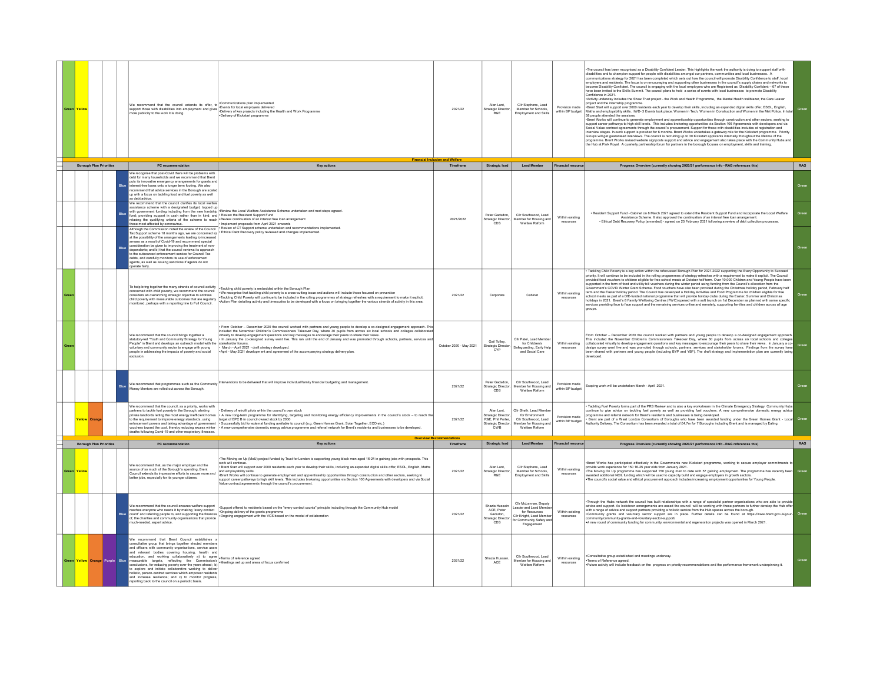| | | | | | PC recommendation | Key actions | Timeframe | Strategic lead | Lead Member | Financial resource | Progress Overview (currently showing 2020/21 performance info - RAG references this) | RAG |
|---|---|---|---|---|---|---|---|---|---|---|---|---|
| Green | Yellow | | | | We recommend that the council extends its offer, to support those with disabilities into employment and gives more publicity to the work it is doing. | •Communications plan implemented<br>•Events for local employers delivered<br>•Delivery of key projects including the Health and Work Programme<br>•Delivery of Kickstart programme | 2021/22 | Alan Lunt, Strategic Director, R&E | Cllr Stephens, Lead Member for Schools, Employment and Skills | Provision made within BP budget | •The council has been recognised as a Disability Confident Leader. This highlights the work the authority is doing to support staff with disabilities and to champion support for people with disabilities amongst our partners, communities and local businesses. A communications strategy for 2021 has been completed which sets out how the council will promote Disability Confidence to staff, local employers and residents. The focus is on encouraging and supporting other businesses in the council's supply chains and networks to become Disability Confident. The council is engaging with the local employers who are Registered as Disability Confident – 67 of these have been invited to the Skills Summit. The council plans to hold a series of events with local businesses to promote Disability Confidence in 2021.<br>•Activity underway includes the Shaw Trust project - the Work and Health Programme, the Mental Health trailblazer, the Care Leaver project and the internship programme.<br>•Brent Start will support over 2000 residents each year to develop their skills, including an expanded digital skills offer, ESOL, English, Maths and employability skills. IWD–3 Events took place. Women in Tech, Women in Construction and Women in the Met Police. In total 58 people attended the sessions.<br>•Brent Works will continue to generate employment and apprenticeship opportunities through construction and other sectors, seeking to support career pathways to high skill levels. This includes brokering opportunities via Section 106 Agreements with developers and via Social Value contract agreements through the council's procurement. Support for those with disabilities includes at registration and interview stages. In-work support is provided for 6 months. Brent Works undertakes a gateway role for the Kickstart programme. Priority Groups will get guaranteed interviews. The council is recruiting up to 30 Kickstart applicants internally throughout the lifetime of the programme. Brent Works revised website signposts support and advice and engagement also takes place with the Community Hubs and the Hub at Park Royal. A quarterly partnership forum for partners in the borough focuses on employment, skills and training. | Green |

**Financial Inclusion and Welfare**

| Borough Plan Priorities | | | | | PC recommendation | Key actions | Timeframe | Strategic lead | Lead Member | Financial resource | Progress Overview (currently showing 2020/21 performance info - RAG references this) | RAG |
|---|---|---|---|---|---|---|---|---|---|---|---|---|
| | | | | Blue | We recognise that post-Covid there will be problems with debt for many households and we recommend that Brent puts its innovative emergency arrangements for grants and interest-free loans onto a longer term footing. We also recommend that advice services in the Borough are scaled up with a focus on tackling food and fuel poverty as well as debt advice. | • Review the Local Welfare Assistance Scheme undertaken and next steps agreed.<br>• Review the Resident Support Fund<br>• Review continuation of an interest free loan arrangement<br>• Implement proposals from April 2021 onwards<br>• Review of CT Support scheme undertaken and recommendations implemented.<br>• Ethical Debt Recovery policy reviewed and changes implemented. | 2021/2022 | Peter Gadsdon, Strategic Director, CDS | Cllr Southwood, Lead Member for Housing and Welfare Reform | Within existing resources | • Resident Support Fund - Cabinet on 8 March 2021 agreed to extend the Resident Support Fund and incorporate the Local Welfare Assistance Scheme. It also approved the continuation of an interest free loan arrangement.<br>• Ethical Debt Recovery Policy (amended) - agreed on 25 February 2021 following a review of debt collection processes. | Green |
| | | | | Blue | We recommend that the council clarifies its local welfare assistance scheme with a designated budget, topped up with government funding including from the new hardship fund; providing support in cash rather than in kind; and relaxing the qualifying criteria of the scheme to reach those most affected by coronavirus. | | | | | | | Green |
| | | | | Blue | Although the Commission noted the review of the Council Tax Support scheme 18 months ago, we are concerned a) at the possibility of the arrangements leading to increased arrears as a result of Covid-19 and recommend special consideration be given to improving the treatment of non-dependants; and b) that the council reviews its approach to the outsourced enforcement service for Council Tax debts, and carefully monitors its use of enforcement agents, as well as issuing sanctions if agents do not operate fairly. | | | | | | | Green |
| Green | | | | | To help bring together the many strands of council activity concerned with child poverty, we recommend the council considers an overarching strategic objective to address child poverty with measurable outcomes that are regularly monitored, perhaps with a reporting line to Full Council. | •Tackling child poverty is embedded within the Borough Plan<br>•We recognise that tackling child poverty is a cross-cutting issue and actions will include those focused on prevention<br>•Tackling Child Poverty will continue to be included in the rolling programmes of strategy refreshes with a requirement to make it explicit.<br>•Action Plan detailing activity and timescales to be developed with a focus on bringing together the various strands of activity in this area. | 2021/22 | Corporate | Cabinet | Within existing resources | • Tackling Child Poverty is a key action within the refocussed Borough Plan for 2021-2022 supporting the Every Opportunity to Succeed priority. It will continue to be included in the rolling programmes of strategy refreshes with a requirement to make it explicit. The Council provided food vouchers to children eligible for free school meals at October half term. Over 10,000 Children and Young People have been supported in the form of food and utility bill vouchers during the winter period using funding from the Council's allocation from the Government's COVID Winter Grant Scheme. Food vouchers have also been provided during the Christmas holiday period, February half term and the Easter holiday period. The Council has developed a Holiday Activities and Food Programme for children eligible for free school meals as part of a DfE-funded national programme that will provide holiday clubs during the Easter, Summer and Christmas holidays in 2021. Brent's 8 Family Wellbeing Centres (FWC) opened with a soft launch on 1st December as planned with some specific services providing face to face support and the remaining services online and remotely, supporting families and children across all age groups. | Green |
| Green | | | | | We recommend that the council brings together a statutory-led "Youth and Community Strategy for Young People" in Brent and develops an outreach model with the voluntary and community sector to engage with young people in addressing the impacts of poverty and social exclusion. | • From October – December 2020 the council worked with partners and young people to develop a co-designed engagement approach. This included the November Children's Commissioners Takeover Day, where 30 pupils from across six local schools and colleges collaborated virtually to develop engagement questions and key messages to encourage their peers to share their views.<br>• In January the co-designed survey went live. This ran until the end of January and was promoted through schools, partners, services and stakeholder forums.<br>• March - April 2021 - draft strategy developed.<br>•April - May 2021 development and agreement of the accompanying strategy delivery plan. | October 2020 - May 2021 | Gail Tolley, Strategic Director, CYP | Cllr Patel, Lead Member for Children's Safeguarding, Early Help and Social Care | Within existing resources | From October – December 2020 the council worked with partners and young people to develop a co-designed engagement approach. This included the November Children's Commissioners Takeover Day, where 30 pupils from across six local schools and colleges collaborated virtually to develop engagement questions and key messages to encourage their peers to share their views. In January a co-design survey went live and was promoted through schools, partners, services and stakeholder forums. Findings from the survey have been shared with partners and young people (including BYP and YBF). The draft strategy and implementation plan are currently being developed. | Green |
| | | | | Blue | We recommend that programmes such as the Community Money Mentors are rolled out across the Borough. | Interventions to be delivered that will improve individual/family financial budgeting and management. | 2021/22 | Peter Gadsdon, Strategic Director, CDS | Cllr Southwood, Lead Member for Housing and Welfare Reform | Provision made within BP budget | Scoping work will be undertaken March - April 2021. | Green |
| | Yellow | Orange | | | We recommend that the council, as a priority, works with partners to tackle fuel poverty in the Borough, alerting private landlords letting the most energy inefficient homes to the requirement to improve energy standards, using enforcement powers and taking advantage of government vouchers toward the cost, thereby reducing excess winter deaths following Covid-19 and other respiratory illnesses. | • Delivery of retrofit pilots within the council's own stock.<br>• A new long-term programme for identifying, targeting and monitoring energy efficiency improvements in the council's stock – to reach the target of EPC B in council owned stock by 2030<br>• Successfully bid for external funding available to council (e.g. Green Homes Grant, Solar Together, ECO etc.)<br>• A new comprehensive domestic energy advice programme and referral network for Brent's residents and businesses to be developed. | 2021/22 | Alan Lunt, Strategic Director, R&E, Phil Porter, Strategic Director, CWB | Cllr Sheth, Lead Member for Environment<br>Cllr Southwood, Lead Member for Housing and Welfare Reform | Provision made within BP budget | • Tackling Fuel Poverty forms part of the PRS Review and is also a key workstream in the Climate Emergency Strategy. Community Hubs continue to give advice on tackling fuel poverty as well as providing fuel vouchers. A new comprehensive domestic energy advice programme and referral network for Brent's residents and businesses is being developed.<br>• Brent are part of a West London Consortium of Boroughs who have been awarded funding under the Green Homes Grant - Local Authority Delivery. The Consortium has been awarded a total of £4.7m for 7 Boroughs including Brent and is managed by Ealing. | Green |

**Overview Recommendations**

| Borough Plan Priorities | | | | | PC recommendation | Key actions | Timeframe | Strategic lead | Lead Member | Financial resource | Progress Overview (currently showing 2020/21 performance info - RAG references this) | RAG |
|---|---|---|---|---|---|---|---|---|---|---|---|---|
| Green | Yellow | | | | We recommend that, as the major employer and the source of so much of the Borough's spending, Brent Council extends its impressive efforts to secure more and better jobs, especially for its younger citizens. | •The Moving on Up (MoU) project funded by Trust for London is supporting young black men aged 16-24 in gaining jobs with prospects. This work will continue.<br>• Brent Start will support over 2000 residents each year to develop their skills, including an expanded digital skills offer, ESOL, English, Maths and employability skills.<br>•Brent Works will continue to generate employment and apprenticeship opportunities through construction and other sectors, seeking to support career pathways to high skill levels. This includes brokering opportunities via Section 106 Agreements with developers and via Social Value contract agreements through the council's procurement. | 2021/22 | Alan Lunt, Strategic Director, R&E | Cllr Stephens, Lead Member for Schools, Employment and Skills | Within existing resources | •Brent Works has participated effectively in the Governments new Kickstart programme, working to secure employer commitments to provide work experience for 150 16-25 year olds from January 2021.<br>•The Moving On Up programme has supported 150 young men to date with 57 gaining employment. The programme has recently been awarded additional NCIL funding which will be used to capacity build and engage employers in growth sectors.<br>•The council's social value and ethical procurement approach includes increasing employment opportunities for Young People. | Green |
| | | | | Blue | We recommend that the council ensures welfare support reaches everyone who needs it by making "every contact count" and referring people to, and supporting the finances of, the charities and community organisations that provide much-needed, expert advice. | •Support offered to residents based on the "every contact counts" principle including through the Community Hub model<br>•Ongoing delivery of the grants programme<br>•Ongoing engagement with the VCS based on the model of collaboration | 2021/22 | Shazia Hussain ACE, Peter Gadsdon, Strategic Director, CDS | Cllr McLennan, Deputy Leader and Lead Member for Resources<br>Cllr Knight, Lead Member for Community Safety and Engagement | Within existing resources | •Through the Hubs network the council has built relationships with a range of specialist partner organisations who are able to provide advice and support. As lockdown arrangements are eased the council will be working with these partners to further develop the Hub offer with a range of advice and support partners providing a holistic service from the Hub spaces across the borough.<br>•Community grants and voluntary sector support are in place. Further details can be found at https://www.brent.gov.uk/your-community/community-grants-and-voluntary-sector-support/<br>•A new round of community funding for community, environmental and regeneration projects was opened in March 2021. | Green |
| Green | Yellow | Orange | Purple | Blue | We recommend that Brent Council establishes a consultative group that brings together elected members and officers with community organisations, service users and relevant bodies covering housing, health and education, and working collaboratively a) to agree measurable targets, reflecting the Commission's conclusions, for reducing poverty over the years ahead; b) to explore and initiate collaborative working to deliver holistic, person-centred services which empower residents and increase resilience; and c) to monitor progress, reporting back to the council on a periodic basis. | •Terms of reference agreed<br>•Meetings set up and areas of focus confirmed | 2021/22 | Shazia Hussain, ACE | Cllr Southwood, Lead Member for Housing and Welfare Reform | Within existing resources | •Consultative group established and meetings underway.<br>•Terms of Reference agreed.<br>•Future activity will include feedback on the progress on priority recommendations and the performance framework underpinning it. | Green |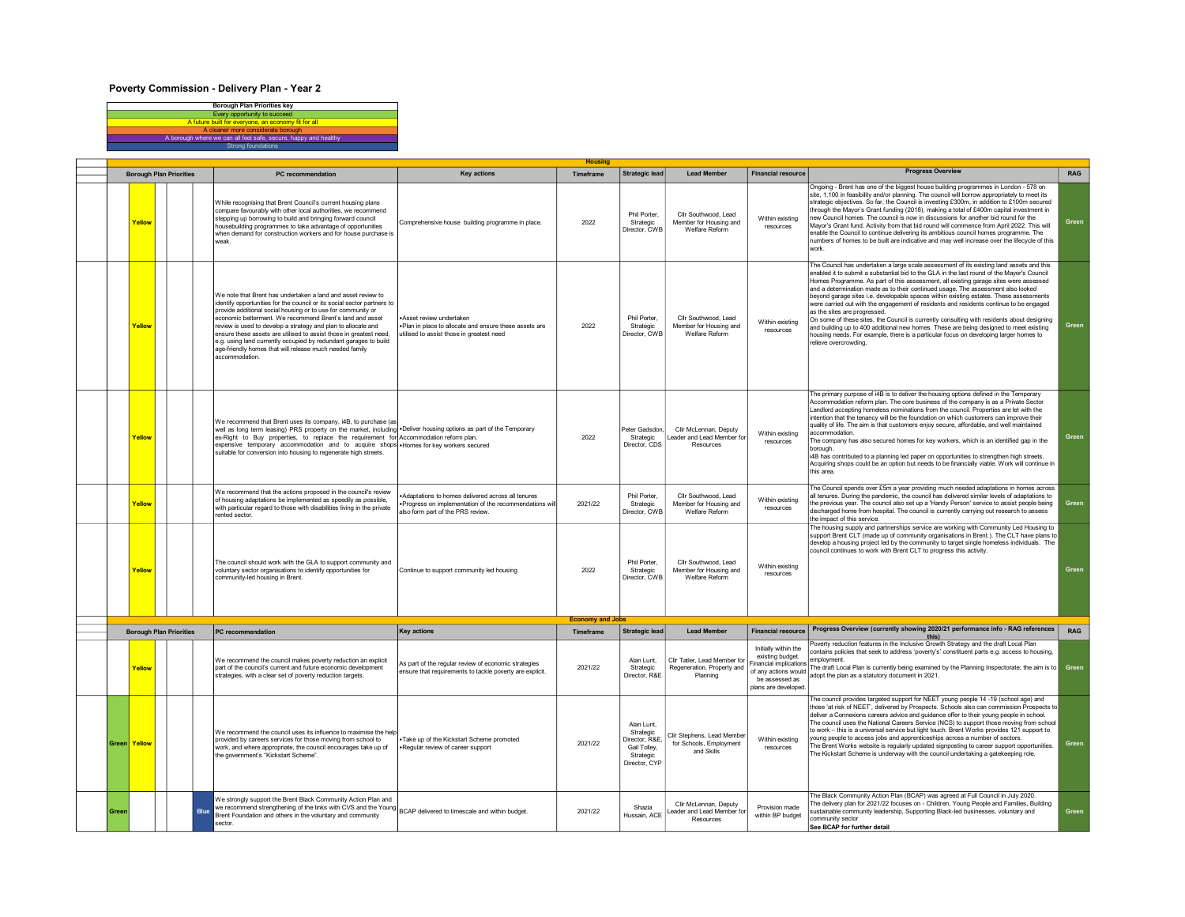# Poverty Commission - Delivery Plan - Year 2

| Borough Plan Priorities key |
| --- |
| Every opportunity to succeed |
| A future built for everyone, an economy fit for all |
| A cleaner more considerate borough |
| A borough where we can all feel safe, secure, happy and healthy |
| Strong foundations |

## Housing

| Borough Plan Priorities | | | | | PC recommendation | Key actions | Timeframe | Strategic lead | Lead Member | Financial resource | Progress Overview | RAG |
| --- | --- | --- | --- | --- | --- | --- | --- | --- | --- | --- | --- | --- |
| | Yellow | | | | While recognising that Brent Council's current housing plans compare favourably with other local authorities, we recommend stepping up borrowing to build and bringing forward council housebuilding programmes to take advantage of opportunities when demand for construction workers and for house purchase is weak. | Comprehensive house building programme in place. | 2022 | Phil Porter, Strategic Director, CWB | Cllr Southwood, Lead Member for Housing and Welfare Reform | Within existing resources | Ongoing - Brent has one of the biggest house building programmes in London - 578 on site, 1,100 in feasibility and/or planning. The council will borrow appropriately to meet its strategic objectives. So far, the Council is investing £300m, in addition to £100m secured through the Mayor's Grant funding (2018), making a total of £400m capital investment in new Council homes. The council is now in discussions for another bid round for the Mayor's Grant fund. Activity from that bid round will commence from April 2022. This will enable the Council to continue delivering its ambitious council homes programme. The numbers of homes to be built are indicative and may well increase over the lifecycle of this work. | Green |
| | Yellow | | | | We note that Brent has undertaken a land and asset review to identify opportunities for the council or its social sector partners to provide additional social housing or to use for community or economic betterment. We recommend Brent's land and asset review is used to develop a strategy and plan to allocate and ensure these assets are utilised to assist those in greatest need, e.g. using land currently occupied by redundant garages to build age-friendly homes that will release much needed family accommodation. | •Asset review undertaken<br>•Plan in place to allocate and ensure these assets are utilised to assist those in greatest need | 2022 | Phil Porter, Strategic Director, CWB | Cllr Southwood, Lead Member for Housing and Welfare Reform | Within existing resources | The Council has undertaken a large scale assessment of its existing land assets and this enabled it to submit a substantial bid to the GLA in the last round of the Mayor's Council Homes Programme. As part of this assessment, all existing garage sites were assessed and a determination made as to their continued usage. The assessment also looked beyond garage sites i.e. developable spaces within existing estates. These assessments were carried out with the engagement of residents and residents continue to be engaged as the sites are progressed.<br>On some of these sites, the Council is currently consulting with residents about designing and building up to 400 additional new homes. These are being designed to meet existing housing needs. For example, there is a particular focus on developing larger homes to relieve overcrowding. | Green |
| | Yellow | | | | We recommend that Brent uses its company, i4B, to purchase (as well as long term leasing) PRS property on the market, including ex-Right to Buy properties, to replace the requirement for expensive temporary accommodation and to acquire shops suitable for conversion into housing to regenerate high streets. | •Deliver housing options as part of the Temporary Accommodation reform plan.<br>•Homes for key workers secured | 2022 | Peter Gadsdon, Strategic Director, CDS | Cllr McLennan, Deputy Leader and Lead Member for Resources | Within existing resources | The primary purpose of i4B is to deliver the housing options defined in the Temporary Accommodation reform plan. The core business of the company is as a Private Sector Landlord accepting homeless nominations from the council. Properties are let with the intention that the tenancy will be the foundation on which customers can improve their quality of life. The aim is that customers enjoy secure, affordable, and well maintained accommodation.<br>The company has also secured homes for key workers, which is an identified gap in the borough.<br>i4B has contributed to a planning led paper on opportunities to strengthen high streets. Acquiring shops could be an option but needs to be financially viable. Work will continue in this area. | Green |
| | Yellow | | | | We recommend that the actions proposed in the council's review of housing adaptations be implemented as speedily as possible, with particular regard to those with disabilities living in the private rented sector. | •Adaptations to homes delivered across all tenures<br>•Progress on implementation of the recommendations will also form part of the PRS review. | 2021/22 | Phil Porter, Strategic Director, CWB | Cllr Southwood, Lead Member for Housing and Welfare Reform | Within existing resources | The Council spends over £5m a year providing much needed adaptations in homes across all tenures. During the pandemic, the council has delivered similar levels of adaptations to the previous year. The council also set up a 'Handy Person' service to assist people being discharged home from hospital. The council is currently carrying out research to assess the impact of this service. | Green |
| | Yellow | | | | The council should work with the GLA to support community and voluntary sector organisations to identify opportunities for community-led housing in Brent. | Continue to support community led housing | 2022 | Phil Porter, Strategic Director, CWB | Cllr Southwood, Lead Member for Housing and Welfare Reform | Within existing resources | The housing supply and partnerships service are working with Community Led Housing to support Brent CLT (made up of community organisations in Brent.). The CLT have plans to develop a housing project led by the community to target single homeless individuals. The council continues to work with Brent CLT to progress this activity. | Green |

## Economy and Jobs

| Borough Plan Priorities | | | | | PC recommendation | Key actions | Timeframe | Strategic lead | Lead Member | Financial resource | Progress Overview (currently showing 2020/21 performance info - RAG references this) | RAG |
| --- | --- | --- | --- | --- | --- | --- | --- | --- | --- | --- | --- | --- |
| | Yellow | | | | We recommend the council makes poverty reduction an explicit part of the council's current and future economic development strategies, with a clear set of poverty reduction targets. | As part of the regular review of economic strategies ensure that requirements to tackle poverty are explicit. | 2021/22 | Alan Lunt, Strategic Director, R&E | Cllr Tatler, Lead Member for Regeneration, Property and Planning | Initially within the existing budget. Financial implications of any actions would be assessed as plans are developed. | Poverty reduction features in the Inclusive Growth Strategy and the draft Local Plan contains policies that seek to address 'poverty's' constituent parts e.g. access to housing, employment.<br>The draft Local Plan is currently being examined by the Planning Inspectorate; the aim is to adopt the plan as a statutory document in 2021. | Green |
| Green | Yellow | | | | We recommend the council uses its influence to maximise the help provided by careers services for those moving from school to work, and where appropriate, the council encourages take up of the government's "Kickstart Scheme". | •Take up of the Kickstart Scheme promoted<br>•Regular review of career support | 2021/22 | Alan Lunt, Strategic Director, R&E, Gail Tolley, Strategic Director, CYP | Cllr Stephens, Lead Member for Schools, Employment and Skills | Within existing resources | The council provides targeted support for NEET young people 14 -19 (school age) and those 'at risk of NEET', delivered by Prospects. Schools also can commission Prospects to deliver a Connexions careers advice and guidance offer to their young people in school.<br>The council uses the National Careers Service (NCS) to support those moving from school to work – this is a universal service but light touch. Brent Works provides 121 support to young people to access jobs and apprenticeships across a number of sectors.<br>The Brent Works website is regularly updated signposting to career support opportunities.<br>The Kickstart Scheme is underway with the council undertaking a gatekeeping role. | Green |
| Green | | | | Blue | We strongly support the Brent Black Community Action Plan and we recommend strengthening of the links with CVS and the Young Brent Foundation and others in the voluntary and community sector. | BCAP delivered to timescale and within budget. | 2021/22 | Shazia Hussain, ACE | Cllr McLennan, Deputy Leader and Lead Member for Resources | Provision made within BP budget | The Black Community Action Plan (BCAP) was agreed at Full Council in July 2020.<br>The delivery plan for 2021/22 focuses on - Children, Young People and Families, Building sustainable community leadership, Supporting Black-led businesses, voluntary and community sector<br>**See BCAP for further detail** | Green |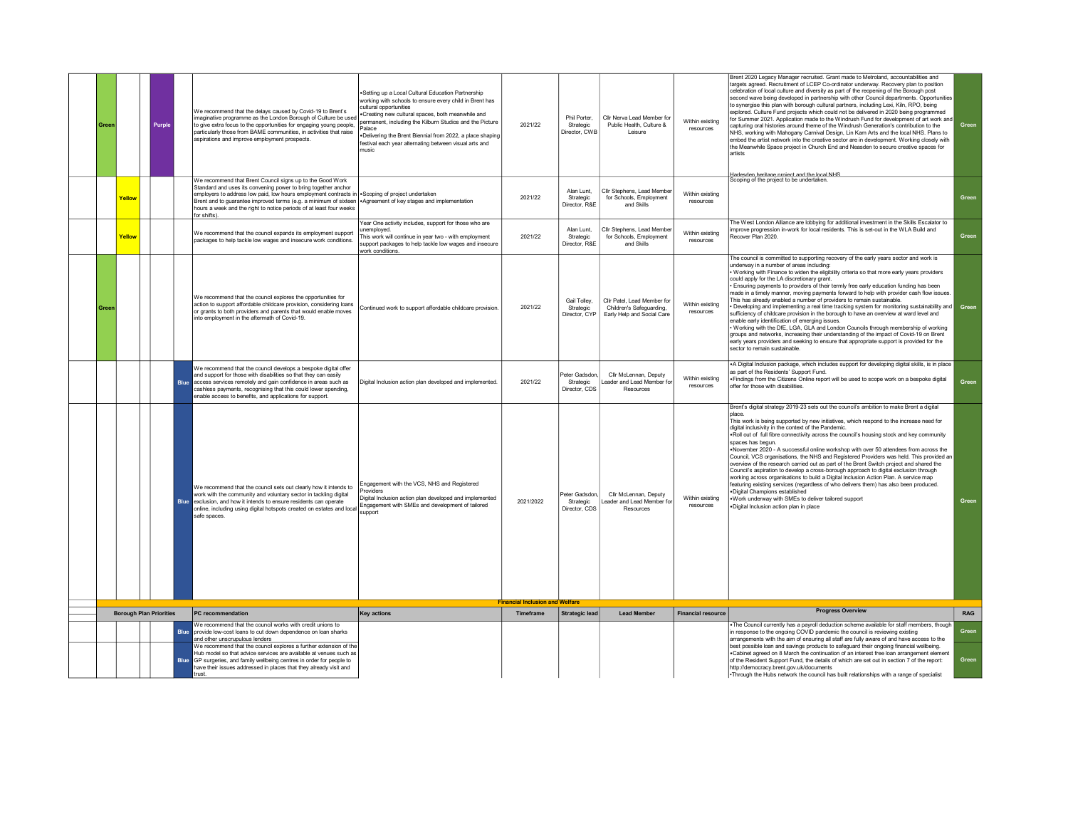| | | | | | PC recommendation | Key actions | Timeframe | Strategic lead | Lead Member | Financial resource | Progress Overview | RAG |
|---|---|---|---|---|---|---|---|---|---|---|---|---|
| Green | | | Purple | | We recommend that the delays caused by Covid-19 to Brent's imaginative programme as the London Borough of Culture be used to give extra focus to the opportunities for engaging young people, particularly those from BAME communities, in activities that raise aspirations and improve employment prospects. | •Setting up a Local Cultural Education Partnership working with schools to ensure every child in Brent has cultural opportunities<br>•Creating new cultural spaces, both meanwhile and permanent, including the Kilburn Studios and the Picture Palace<br>•Delivering the Brent Biennial from 2022, a place shaping festival each year alternating between visual arts and music | 2021/22 | Phil Porter, Strategic Director, CWB | Cllr Nerva Lead Member for Public Health, Culture & Leisure | Within existing resources | Brent 2020 Legacy Manager recruited. Grant made to Metroland, accountabilities and targets agreed. Recruitment of LCEP Co-ordinator underway. Recovery plan to position celebration of local culture and diversity as part of the reopening of the Borough post second wave being developed in partnership with other Council departments. Opportunities to synergise this plan with borough cultural partners, including Lexi, Kiln, RPO, being explored. Culture Fund projects which could not be delivered in 2020 being programmed for Summer 2021. Application made to the Windrush Fund for development of art work and capturing oral histories around theme of the Windrush Generation's contribution to the NHS, working with Mahogany Carnival Design, Lin Kam Arts and the local NHS. Plans to embed the artist network into the creative sector are in development. Working closely with the Meanwhile Space project in Church End and Neasden to secure creative spaces for artists<br><br>Harlesden heritage project and the local NHS | Green |
| | Yellow | | | | We recommend that Brent Council signs up to the Good Work Standard and uses its convening power to bring together anchor employers to address low paid, low hours employment contracts in Brent and to guarantee improved terms (e.g. a minimum of sixteen hours a week and the right to notice periods of at least four weeks for shifts). | •Scoping of project undertaken<br>•Agreement of key stages and implementation | 2021/22 | Alan Lunt, Strategic Director, R&E | Cllr Stephens, Lead Member for Schools, Employment and Skills | Within existing resources | Scoping of the project to be undertaken. | Green |
| | Yellow | | | | We recommend that the council expands its employment support packages to help tackle low wages and insecure work conditions. | Year One activity includes, support for those who are unemployed.<br>This work will continue in year two - with employment support packages to help tackle low wages and insecure work conditions. | 2021/22 | Alan Lunt, Strategic Director, R&E | Cllr Stephens, Lead Member for Schools, Employment and Skills | Within existing resources | The West London Alliance are lobbying for additional investment in the Skills Escalator to improve progression in-work for local residents. This is set-out in the WLA Build and Recover Plan 2020. | Green |
| Green | | | | | We recommend that the council explores the opportunities for action to support affordable childcare provision, considering loans or grants to both providers and parents that would enable moves into employment in the aftermath of Covid-19. | Continued work to support affordable childcare provision. | 2021/22 | Gail Tolley, Strategic Director, CYP | Cllr Patel, Lead Member for Children's Safeguarding, Early Help and Social Care | Within existing resources | The council is committed to supporting recovery of the early years sector and work is underway in a number of areas including:<br>• Working with Finance to widen the eligibility criteria so that more early years providers could apply for the LA discretionary grant.<br>• Ensuring payments to providers of their termly free early education funding has been made in a timely manner, moving payments forward to help with provider cash flow issues. This has already enabled a number of providers to remain sustainable.<br>• Developing and implementing a real time tracking system for monitoring sustainability and sufficiency of childcare provision in the borough to have an overview at ward level and enable early identification of emerging issues.<br>• Working with the DfE, LGA, GLA and London Councils through membership of working groups and networks, increasing their understanding of the impact of Covid-19 on Brent early years providers and seeking to ensure that appropriate support is provided for the sector to remain sustainable. | Green |
| | | | | Blue | We recommend that the council develops a bespoke digital offer and support for those with disabilities so that they can easily access services remotely and gain confidence in areas such as cashless payments, recognising that this could lower spending, enable access to benefits, and applications for support. | Digital Inclusion action plan developed and implemented. | 2021/22 | Peter Gadsdon, Strategic Director, CDS | Cllr McLennan, Deputy Leader and Lead Member for Resources | Within existing resources | •A Digital Inclusion package, which includes support for developing digital skills, is in place as part of the Residents' Support Fund.<br>•Findings from the Citizens Online report will be used to scope work on a bespoke digital offer for those with disabilities. | Green |
| | | | | Blue | We recommend that the council sets out clearly how it intends to work with the community and voluntary sector in tackling digital exclusion, and how it intends to ensure residents can operate online, including using digital hotspots created on estates and local safe spaces. | Engagement with the VCS, NHS and Registered Providers<br>Digital Inclusion action plan developed and implemented<br>Engagement with SMEs and development of tailored support | 2021/2022 | Peter Gadsdon, Strategic Director, CDS | Cllr McLennan, Deputy Leader and Lead Member for Resources | Within existing resources | Brent's digital strategy 2019-23 sets out the council's ambition to make Brent a digital place.<br>This work is being supported by new initiatives, which respond to the increase need for digital inclusivity in the context of the Pandemic.<br>•Roll out of full fibre connectivity across the council's housing stock and key community spaces has begun.<br>•November 2020 - A successful online workshop with over 50 attendees from across the Council, VCS organisations, the NHS and Registered Providers was held. This provided an overview of the research carried out as part of the Brent Switch project and shared the Council's aspiration to develop a cross-borough approach to digital exclusion through working across organisations to build a Digital Inclusion Action Plan. A service map featuring existing services (regardless of who delivers them) has also been produced.<br>•Digital Champions established<br>•Work underway with SMEs to deliver tailored support<br>•Digital Inclusion action plan in place | Green |

**Financial Inclusion and Welfare**

| Borough Plan Priorities | | | | | PC recommendation | Key actions | Timeframe | Strategic lead | Lead Member | Financial resource | Progress Overview | RAG |
|---|---|---|---|---|---|---|---|---|---|---|---|---|
| | | | | Blue | We recommend that the council works with credit unions to provide low-cost loans to cut down dependence on loan sharks and other unscrupulous lenders | | | | | | •The Council currently has a payroll deduction scheme available for staff members, though in response to the ongoing COVID pandemic the council is reviewing existing arrangements with the aim of ensuring all staff are fully aware of and have access to the best possible loan and savings products to safeguard their ongoing financial wellbeing.<br>•Cabinet agreed on 8 March the continuation of an interest free loan arrangement element of the Resident Support Fund, the details of which are set out in section 7 of the report: http://democracy.brent.gov.uk/documents | Green |
| | | | | Blue | We recommend that the council explores a further extension of the Hub model so that advice services are available at venues such as GP surgeries, and family wellbeing centres in order for people to have their issues addressed in places that they already visit and trust. | | | | | | •Through the Hubs network the council has built relationships with a range of specialist | Green |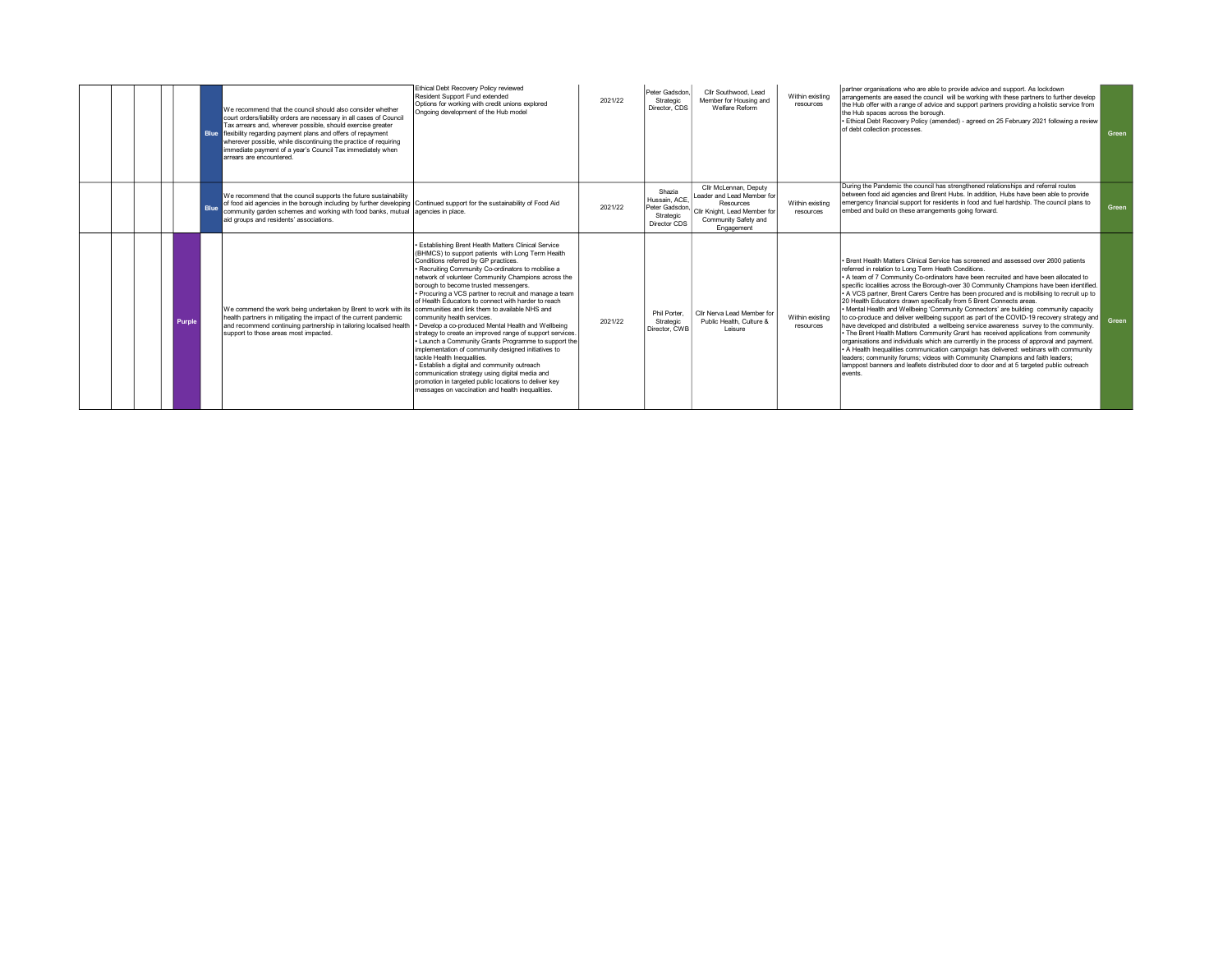| | | | | | | | | | | | | |
|---|---|---|---|---|---|---|---|---|---|---|---|---|
| | | | | Blue | We recommend that the council should also consider whether court orders/liability orders are necessary in all cases of Council Tax arrears and, wherever possible, should exercise greater flexibility regarding payment plans and offers of repayment wherever possible, while discontinuing the practice of requiring immediate payment of a year's Council Tax immediately when arrears are encountered. | Ethical Debt Recovery Policy reviewed<br>Resident Support Fund extended<br>Options for working with credit unions explored<br>Ongoing development of the Hub model | 2021/22 | Peter Gadsdon, Strategic Director, CDS | Cllr Southwood, Lead Member for Housing and Welfare Reform | Within existing resources | partner organisations who are able to provide advice and support. As lockdown arrangements are eased the council will be working with these partners to further develop the Hub offer with a range of advice and support partners providing a holistic service from the Hub spaces across the borough.<br>• Ethical Debt Recovery Policy (amended) - agreed on 25 February 2021 following a review of debt collection processes. | Green |
| | | | | Blue | We recommend that the council supports the future sustainability of food aid agencies in the borough including by further developing community garden schemes and working with food banks, mutual aid groups and residents' associations. | Continued support for the sustainability of Food Aid agencies in place. | 2021/22 | Shazia Hussain, ACE, Peter Gadsdon, Strategic Director CDS | Cllr McLennan, Deputy Leader and Lead Member for Resources<br>Cllr Knight, Lead Member for Community Safety and Engagement | Within existing resources | During the Pandemic the council has strengthened relationships and referral routes between food aid agencies and Brent Hubs. In addition, Hubs have been able to provide emergency financial support for residents in food and fuel hardship. The council plans to embed and build on these arrangements going forward. | Green |
| | | | Purple | | We commend the work being undertaken by Brent to work with its health partners in mitigating the impact of the current pandemic and recommend continuing partnership in tailoring localised health support to those areas most impacted. | • Establishing Brent Health Matters Clinical Service (BHMCS) to support patients with Long Term Health Conditions referred by GP practices.<br>• Recruiting Community Co-ordinators to mobilise a network of volunteer Community Champions across the borough to become trusted messengers.<br>• Procuring a VCS partner to recruit and manage a team of Health Educators to connect with harder to reach communities and link them to available NHS and community health services.<br>• Develop a co-produced Mental Health and Wellbeing strategy to create an improved range of support services.<br>• Launch a Community Grants Programme to support the implementation of community designed initiatives to tackle Health Inequalities.<br>• Establish a digital and community outreach communication strategy using digital media and promotion in targeted public locations to deliver key messages on vaccination and health inequalities. | 2021/22 | Phil Porter, Strategic Director, CWB | Cllr Nerva Lead Member for Public Health, Culture & Leisure | Within existing resources | • Brent Health Matters Clinical Service has screened and assessed over 2600 patients referred in relation to Long Term Heath Conditions.<br>• A team of 7 Community Co-ordinators have been recruited and have been allocated to specific localities across the Borough-over 30 Community Champions have been identified.<br>• A VCS partner, Brent Carers Centre has been procured and is mobilising to recruit up to 20 Health Educators drawn specifically from 5 Brent Connects areas.<br>• Mental Health and Wellbeing 'Community Connectors' are building community capacity to co-produce and deliver wellbeing support as part of the COVID-19 recovery strategy and have developed and distributed a wellbeing service awareness survey to the community.<br>• The Brent Health Matters Community Grant has received applications from community organisations and individuals which are currently in the process of approval and payment.<br>• A Health Inequalities communication campaign has delivered: webinars with community leaders; community forums; videos with Community Champions and faith leaders; lamppost banners and leaflets distributed door to door and at 5 targeted public outreach events. | Green |